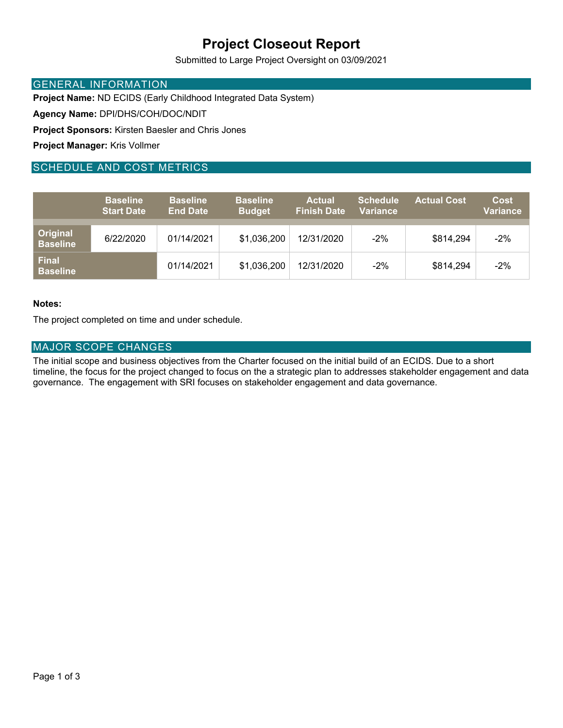# Project Closeout Report

Submitted to Large Project Oversight on 03/09/2021

## GENERAL INFORMATION

**Project Name:** ND ECIDS (Early Childhood Integrated Data System)

**Agency Name:** DPI/DHS/COH/DOC/NDIT

**Project Sponsors:** Kirsten Baesler and Chris Jones

**Project Manager:** Kris Vollmer

## SCHEDULE AND COST METRICS

| | Baseline Start Date | Baseline End Date | Baseline Budget | Actual Finish Date | Schedule Variance | Actual Cost | Cost Variance |
|---|---|---|---|---|---|---|---|
| Original Baseline | 6/22/2020 | 01/14/2021 | $1,036,200 | 12/31/2020 | -2% | $814,294 | -2% |
| Final Baseline | | 01/14/2021 | $1,036,200 | 12/31/2020 | -2% | $814,294 | -2% |

**Notes:**

The project completed on time and under schedule.

## MAJOR SCOPE CHANGES

The initial scope and business objectives from the Charter focused on the initial build of an ECIDS. Due to a short timeline, the focus for the project changed to focus on the a strategic plan to addresses stakeholder engagement and data governance. The engagement with SRI focuses on stakeholder engagement and data governance.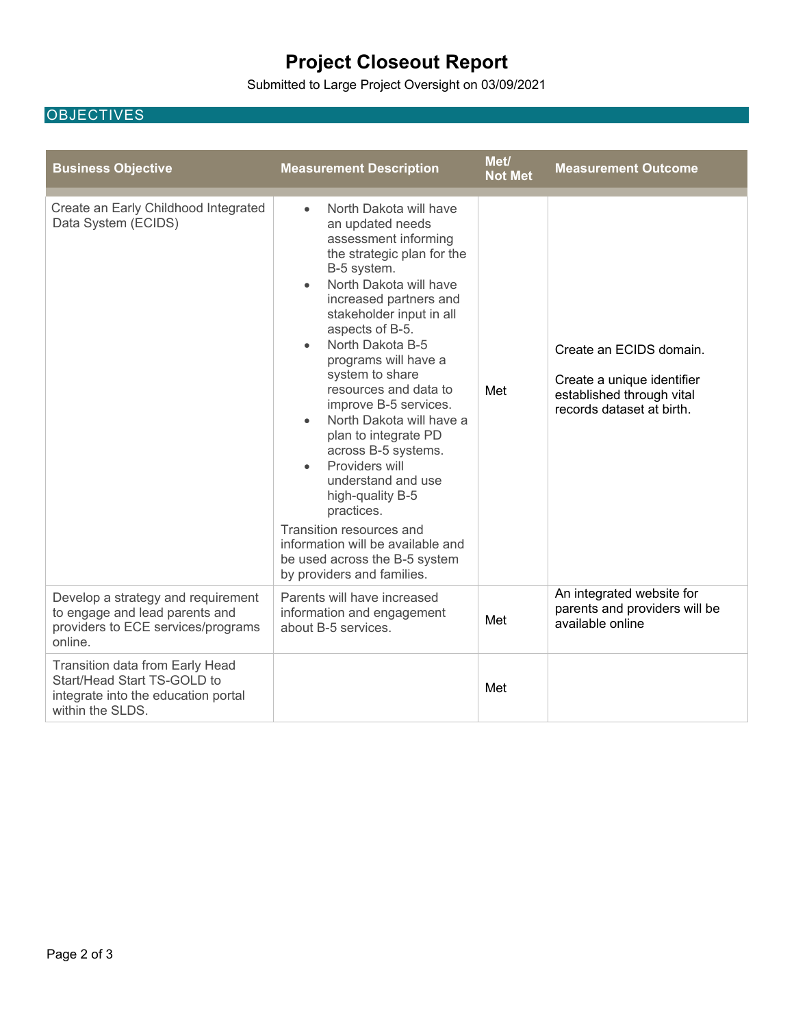# Project Closeout Report

Submitted to Large Project Oversight on 03/09/2021

## OBJECTIVES

| Business Objective | Measurement Description | Met/ Not Met | Measurement Outcome |
|---|---|---|---|
| Create an Early Childhood Integrated Data System (ECIDS) | • North Dakota will have an updated needs assessment informing the strategic plan for the B-5 system.<br>• North Dakota will have increased partners and stakeholder input in all aspects of B-5.<br>• North Dakota B-5 programs will have a system to share resources and data to improve B-5 services.<br>• North Dakota will have a plan to integrate PD across B-5 systems.<br>• Providers will understand and use high-quality B-5 practices.<br>Transition resources and information will be available and be used across the B-5 system by providers and families. | Met | Create an ECIDS domain.<br><br>Create a unique identifier established through vital records dataset at birth. |
| Develop a strategy and requirement to engage and lead parents and providers to ECE services/programs online. | Parents will have increased information and engagement about B-5 services. | Met | An integrated website for parents and providers will be available online |
| Transition data from Early Head Start/Head Start TS-GOLD to integrate into the education portal within the SLDS. | | Met | |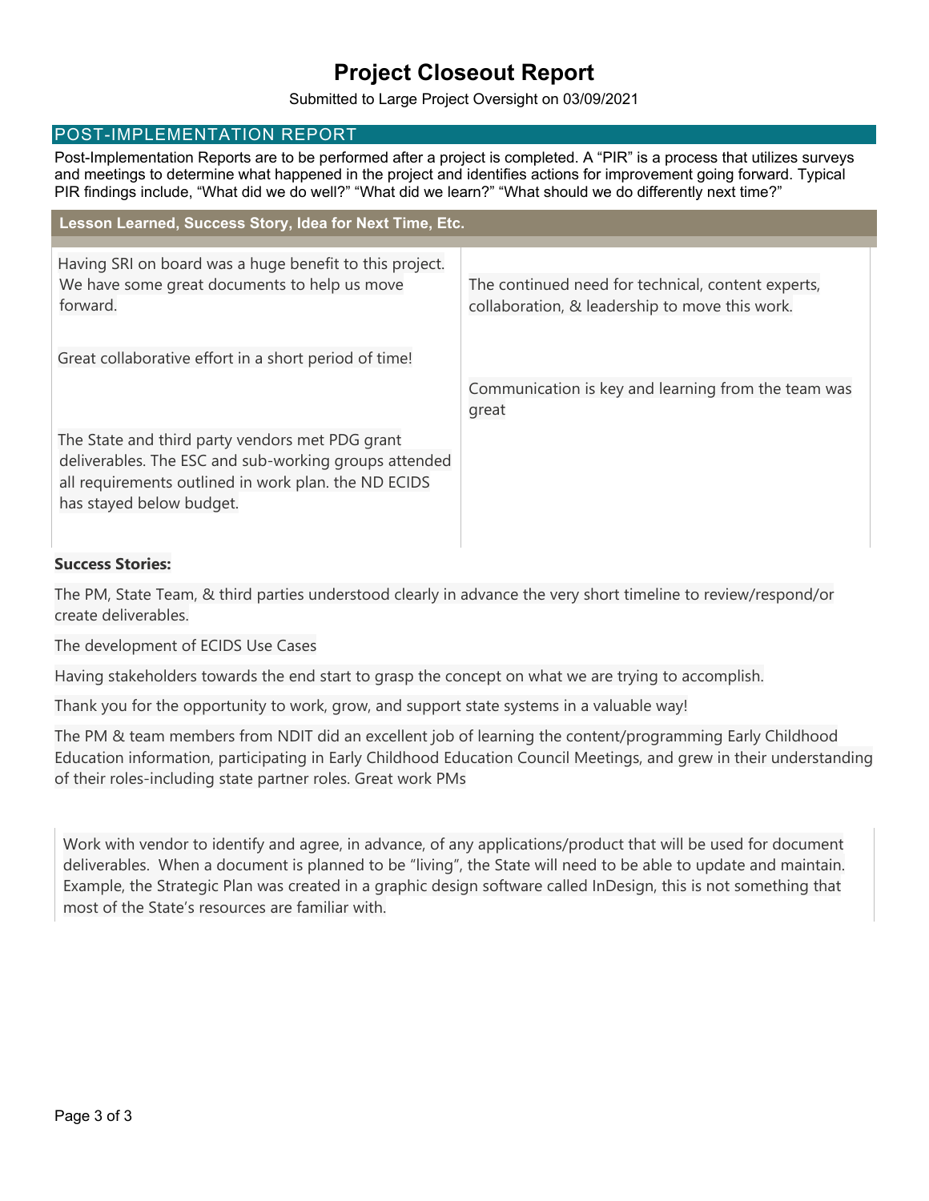# Project Closeout Report

Submitted to Large Project Oversight on 03/09/2021

## POST-IMPLEMENTATION REPORT

Post-Implementation Reports are to be performed after a project is completed. A "PIR" is a process that utilizes surveys and meetings to determine what happened in the project and identifies actions for improvement going forward. Typical PIR findings include, "What did we do well?" "What did we learn?" "What should we do differently next time?"

| Lesson Learned, Success Story, Idea for Next Time, Etc. | |
|---|---|
| Having SRI on board was a huge benefit to this project. We have some great documents to help us move forward. | The continued need for technical, content experts, collaboration, & leadership to move this work. |
| Great collaborative effort in a short period of time! | Communication is key and learning from the team was great |
| The State and third party vendors met PDG grant deliverables. The ESC and sub-working groups attended all requirements outlined in work plan. the ND ECIDS has stayed below budget. | |

**Success Stories:**

The PM, State Team, & third parties understood clearly in advance the very short timeline to review/respond/or create deliverables.

The development of ECIDS Use Cases

Having stakeholders towards the end start to grasp the concept on what we are trying to accomplish.

Thank you for the opportunity to work, grow, and support state systems in a valuable way!

The PM & team members from NDIT did an excellent job of learning the content/programming Early Childhood Education information, participating in Early Childhood Education Council Meetings, and grew in their understanding of their roles-including state partner roles. Great work PMs

Work with vendor to identify and agree, in advance, of any applications/product that will be used for document deliverables. When a document is planned to be "living", the State will need to be able to update and maintain. Example, the Strategic Plan was created in a graphic design software called InDesign, this is not something that most of the State's resources are familiar with.